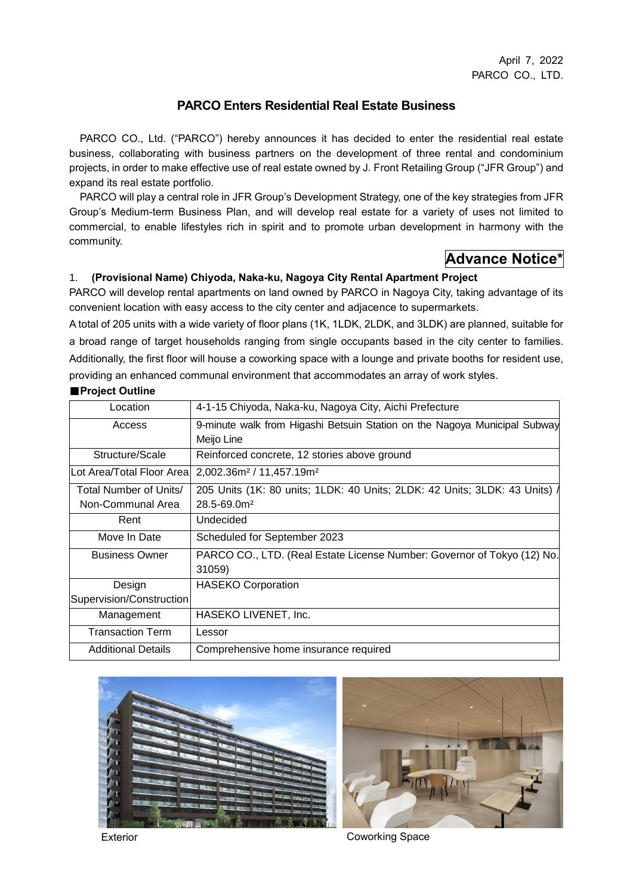April 7, 2022
PARCO CO., LTD.

# PARCO Enters Residential Real Estate Business

PARCO CO., Ltd. ("PARCO") hereby announces it has decided to enter the residential real estate business, collaborating with business partners on the development of three rental and condominium projects, in order to make effective use of real estate owned by J. Front Retailing Group ("JFR Group") and expand its real estate portfolio.

PARCO will play a central role in JFR Group's Development Strategy, one of the key strategies from JFR Group's Medium-term Business Plan, and will develop real estate for a variety of uses not limited to commercial, to enable lifestyles rich in spirit and to promote urban development in harmony with the community.

**Advance Notice***

## 1. (Provisional Name) Chiyoda, Naka-ku, Nagoya City Rental Apartment Project

PARCO will develop rental apartments on land owned by PARCO in Nagoya City, taking advantage of its convenient location with easy access to the city center and adjacence to supermarkets.

A total of 205 units with a wide variety of floor plans (1K, 1LDK, 2LDK, and 3LDK) are planned, suitable for a broad range of target households ranging from single occupants based in the city center to families. Additionally, the first floor will house a coworking space with a lounge and private booths for resident use, providing an enhanced communal environment that accommodates an array of work styles.

**■Project Outline**

| | |
|---|---|
| Location | 4-1-15 Chiyoda, Naka-ku, Nagoya City, Aichi Prefecture |
| Access | 9-minute walk from Higashi Betsuin Station on the Nagoya Municipal Subway Meijo Line |
| Structure/Scale | Reinforced concrete, 12 stories above ground |
| Lot Area/Total Floor Area | 2,002.36m² / 11,457.19m² |
| Total Number of Units/ Non-Communal Area | 205 Units (1K: 80 units; 1LDK: 40 Units; 2LDK: 42 Units; 3LDK: 43 Units) / 28.5-69.0m² |
| Rent | Undecided |
| Move In Date | Scheduled for September 2023 |
| Business Owner | PARCO CO., LTD. (Real Estate License Number: Governor of Tokyo (12) No. 31059) |
| Design Supervision/Construction | HASEKO Corporation |
| Management | HASEKO LIVENET, Inc. |
| Transaction Term | Lessor |
| Additional Details | Comprehensive home insurance required |

Exterior

Coworking Space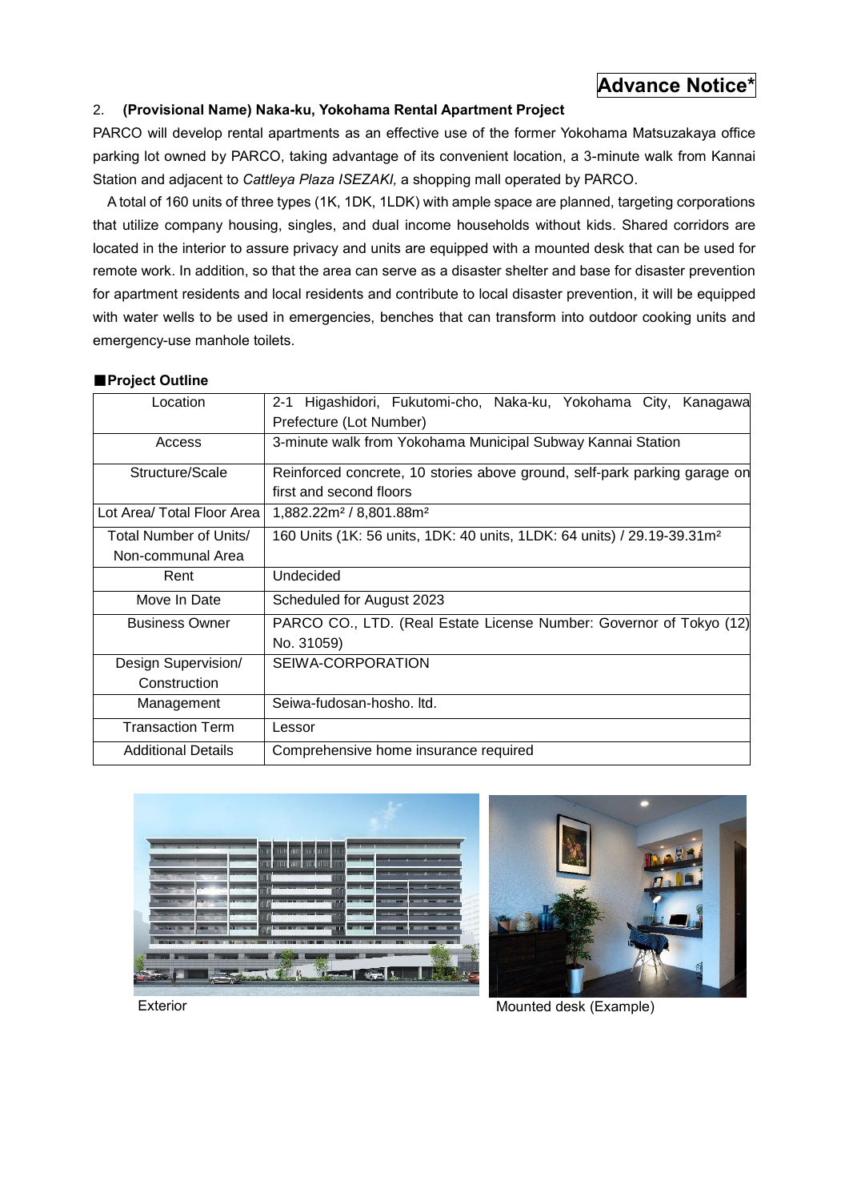**Advance Notice***

## 2. **(Provisional Name) Naka-ku, Yokohama Rental Apartment Project**

PARCO will develop rental apartments as an effective use of the former Yokohama Matsuzakaya office parking lot owned by PARCO, taking advantage of its convenient location, a 3-minute walk from Kannai Station and adjacent to *Cattleya Plaza ISEZAKI,* a shopping mall operated by PARCO.

A total of 160 units of three types (1K, 1DK, 1LDK) with ample space are planned, targeting corporations that utilize company housing, singles, and dual income households without kids. Shared corridors are located in the interior to assure privacy and units are equipped with a mounted desk that can be used for remote work. In addition, so that the area can serve as a disaster shelter and base for disaster prevention for apartment residents and local residents and contribute to local disaster prevention, it will be equipped with water wells to be used in emergencies, benches that can transform into outdoor cooking units and emergency-use manhole toilets.

### ■Project Outline

| | |
|---|---|
| Location | 2-1 Higashidori, Fukutomi-cho, Naka-ku, Yokohama City, Kanagawa Prefecture (Lot Number) |
| Access | 3-minute walk from Yokohama Municipal Subway Kannai Station |
| Structure/Scale | Reinforced concrete, 10 stories above ground, self-park parking garage on first and second floors |
| Lot Area/ Total Floor Area | 1,882.22m² / 8,801.88m² |
| Total Number of Units/ Non-communal Area | 160 Units (1K: 56 units, 1DK: 40 units, 1LDK: 64 units) / 29.19-39.31m² |
| Rent | Undecided |
| Move In Date | Scheduled for August 2023 |
| Business Owner | PARCO CO., LTD. (Real Estate License Number: Governor of Tokyo (12) No. 31059) |
| Design Supervision/ Construction | SEIWA-CORPORATION |
| Management | Seiwa-fudosan-hosho. ltd. |
| Transaction Term | Lessor |
| Additional Details | Comprehensive home insurance required |

Exterior

Mounted desk (Example)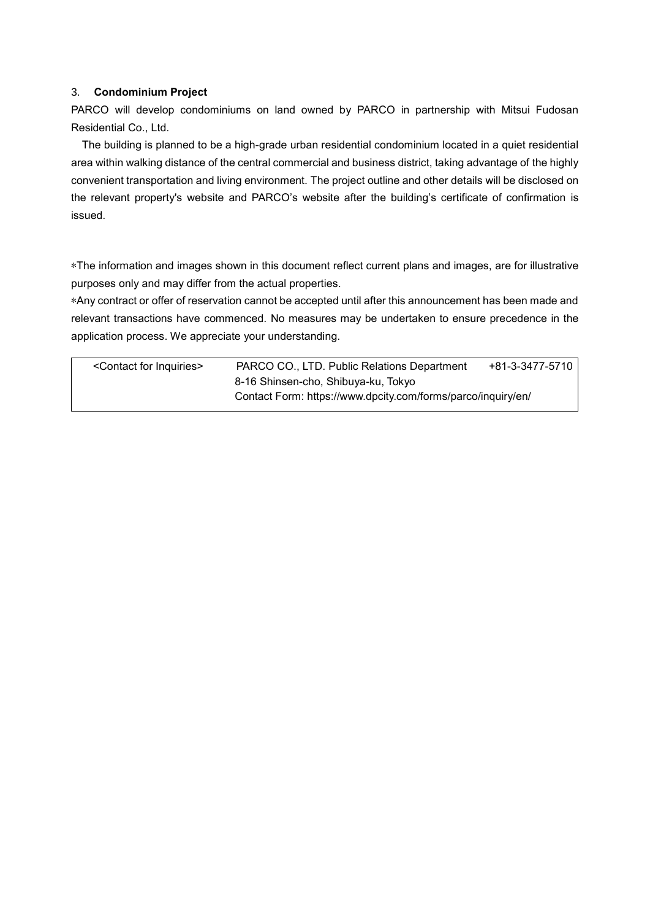3. **Condominium Project**

PARCO will develop condominiums on land owned by PARCO in partnership with Mitsui Fudosan Residential Co., Ltd.

The building is planned to be a high-grade urban residential condominium located in a quiet residential area within walking distance of the central commercial and business district, taking advantage of the highly convenient transportation and living environment. The project outline and other details will be disclosed on the relevant property's website and PARCO's website after the building's certificate of confirmation is issued.

*The information and images shown in this document reflect current plans and images, are for illustrative purposes only and may differ from the actual properties.

*Any contract or offer of reservation cannot be accepted until after this announcement has been made and relevant transactions have commenced. No measures may be undertaken to ensure precedence in the application process. We appreciate your understanding.

| | | |
|---|---|---|
| <Contact for Inquiries> | PARCO CO., LTD. Public Relations Department | +81-3-3477-5710 |
| | 8-16 Shinsen-cho, Shibuya-ku, Tokyo | |
| | Contact Form: https://www.dpcity.com/forms/parco/inquiry/en/ | |